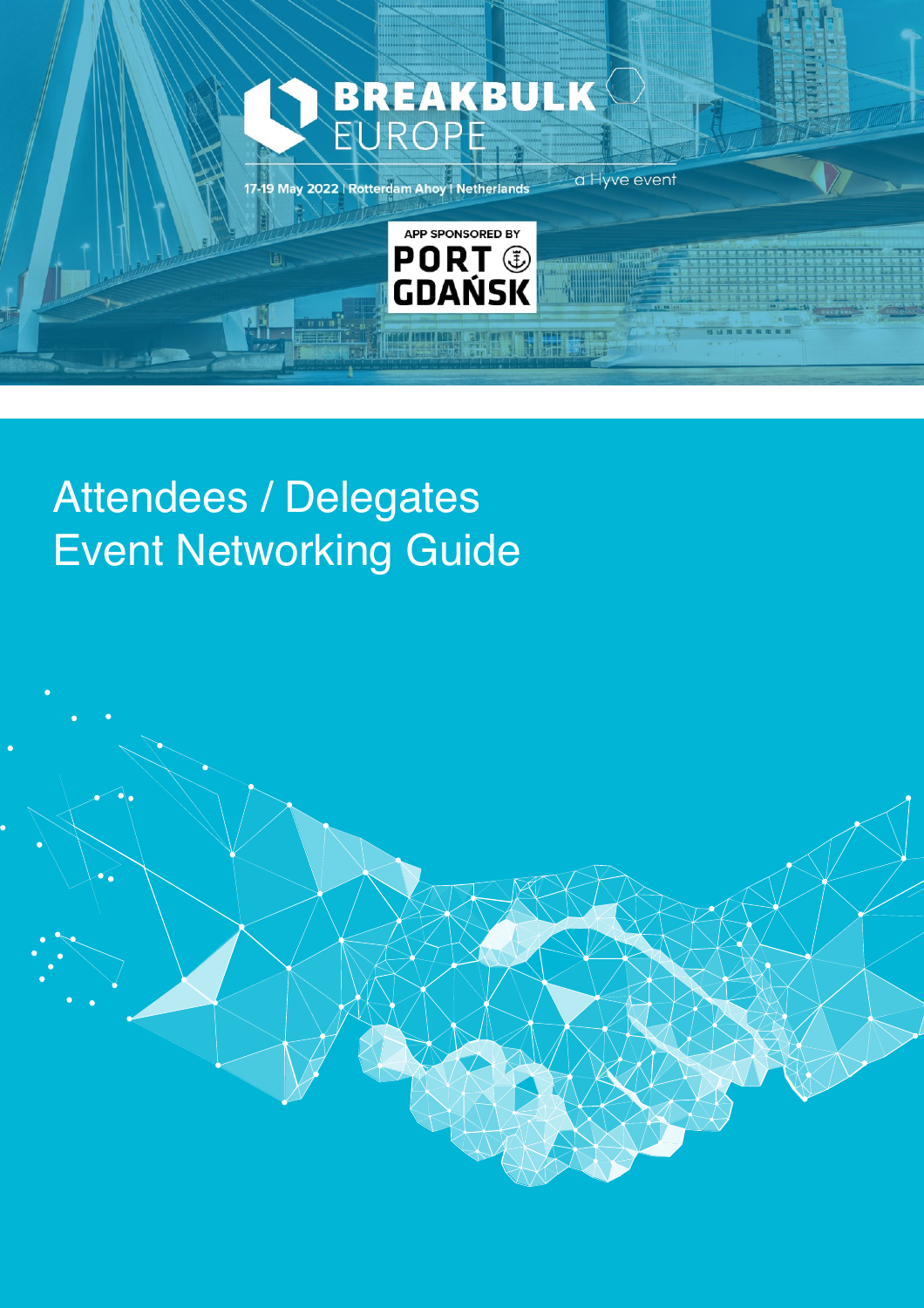BREAKBULK EUROPE

17-19 May 2022 | Rotterdam Ahoy | Netherlands

a Hyve event

APP SPONSORED BY PORT GDAŃSK

# Attendees / Delegates Event Networking Guide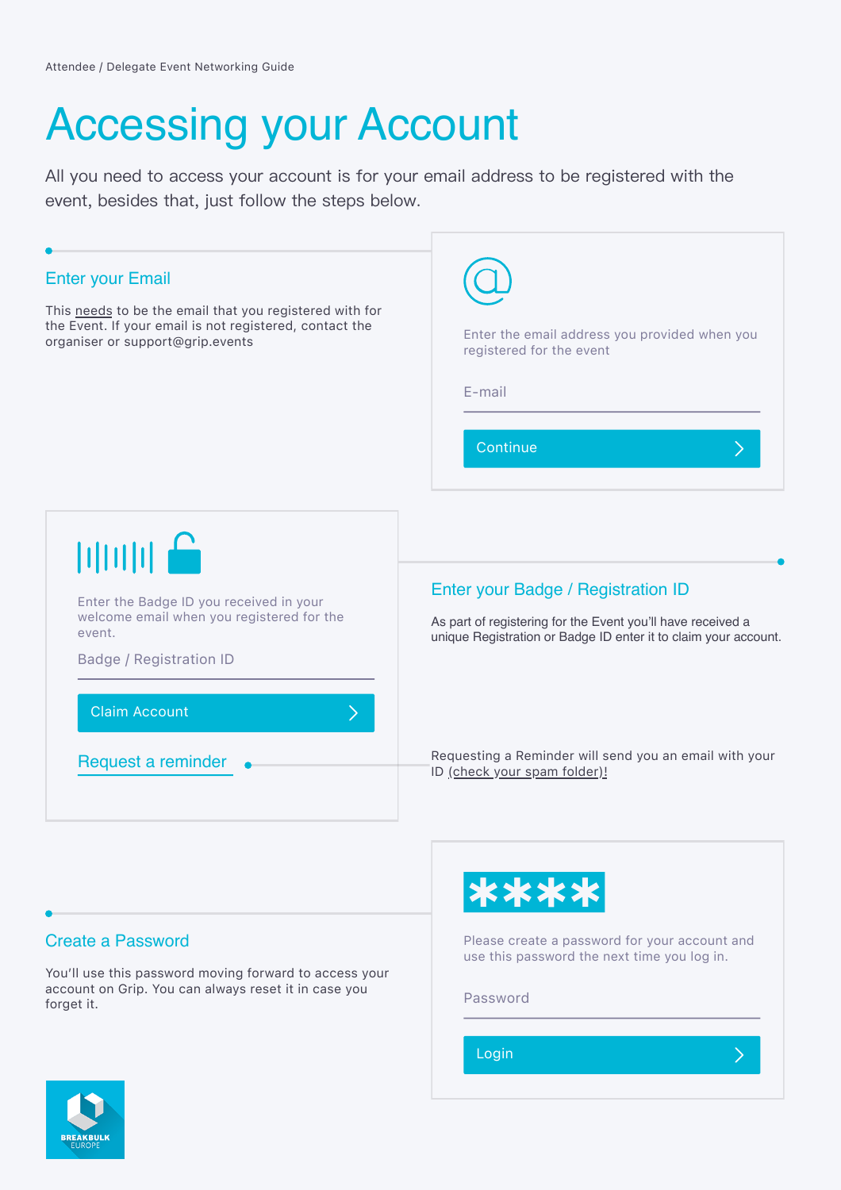Attendee / Delegate Event Networking Guide

# Accessing your Account

All you need to access your account is for your email address to be registered with the event, besides that, just follow the steps below.

## Enter your Email

This needs to be the email that you registered with for the Event. If your email is not registered, contact the organiser or support@grip.events

Enter the email address you provided when you registered for the event

E-mail

Continue

## Enter your Badge / Registration ID

As part of registering for the Event you'll have received a unique Registration or Badge ID enter it to claim your account.

Enter the Badge ID you received in your welcome email when you registered for the event.

Badge / Registration ID

Claim Account

Request a reminder

Requesting a Reminder will send you an email with your ID (check your spam folder)!

## Create a Password

You'll use this password moving forward to access your account on Grip. You can always reset it in case you forget it.

****

Please create a password for your account and use this password the next time you log in.

Password

Login

BREAKBULK EUROPE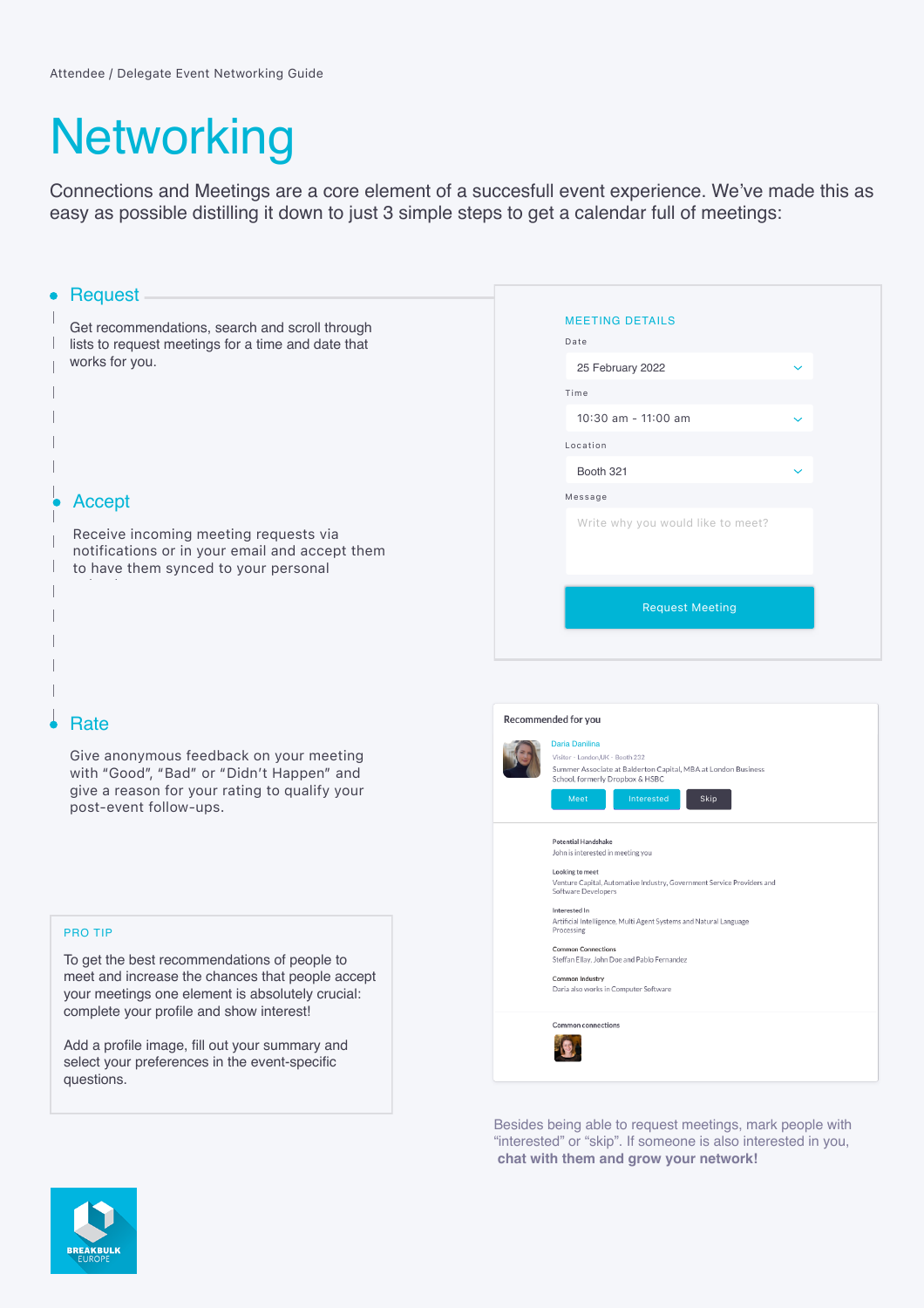Attendee / Delegate Event Networking Guide

# Networking

Connections and Meetings are a core element of a succesfull event experience. We've made this as easy as possible distilling it down to just 3 simple steps to get a calendar full of meetings:

## Request

Get recommendations, search and scroll through lists to request meetings for a time and date that works for you.

MEETING DETAILS

Date

25 February 2022

Time

10:30 am - 11:00 am

Location

Booth 321

Message

Write why you would like to meet?

Request Meeting

## Accept

Receive incoming meeting requests via notifications or in your email and accept them to have them synced to your personal

## Rate

Give anonymous feedback on your meeting with "Good", "Bad" or "Didn't Happen" and give a reason for your rating to qualify your post-event follow-ups.

Recommended for you

Daria Danilina

Visitor - London,UK - Booth 232

Summer Associate at Balderton Capital, MBA at London Business School, formerly Dropbox & HSBC

Meet | Interested | Skip

Potential Handshake

John is interested in meeting you

Looking to meet

Venture Capital, Automative Industry, Government Service Providers and Software Developers

Interested In

Artificial Intelligence, Multi Agent Systems and Natural Language Processing

Common Connections

Steffan Ellay, John Doe and Pablo Fernandez

Common Industry

Daria also works in Computer Software

Common connections

PRO TIP

To get the best recommendations of people to meet and increase the chances that people accept your meetings one element is absolutely crucial: complete your profile and show interest!

Add a profile image, fill out your summary and select your preferences in the event-specific questions.

Besides being able to request meetings, mark people with "interested" or "skip". If someone is also interested in you, **chat with them and grow your network!**

BREAKBULK EUROPE